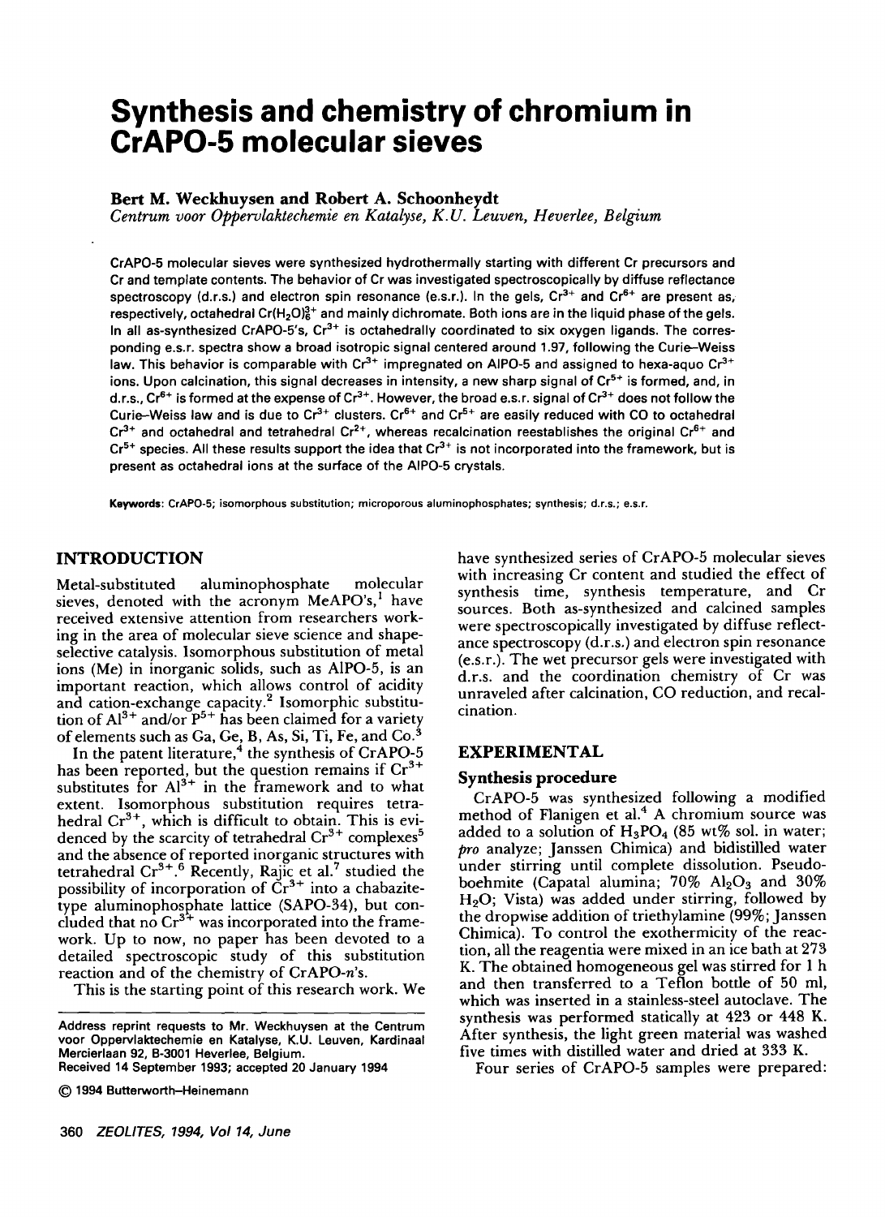# Synthesis and chemistry of chromium in CrAPO-5 molecular sieves

**Bert M. Weckhuysen and Robert A. Schoonheydt**

*Centrum voor Oppervlaktechemie en Katalyse, K.U. Leuven, Heverlee, Belgium*

CrAPO-5 molecular sieves were synthesized hydrothermally starting with different Cr precursors and Cr and template contents. The behavior of Cr was investigated spectroscopically by diffuse reflectance spectroscopy (d.r.s.) and electron spin resonance (e.s.r.). In the gels, $Cr^{3+}$ and $Cr^{6+}$ are present as, respectively, octahedral $Cr(H_2O)_6^{3+}$ and mainly dichromate. Both ions are in the liquid phase of the gels. In all as-synthesized CrAPO-5's, $Cr^{3+}$ is octahedrally coordinated to six oxygen ligands. The corresponding e.s.r. spectra show a broad isotropic signal centered around 1.97, following the Curie–Weiss law. This behavior is comparable with $Cr^{3+}$ impregnated on AlPO-5 and assigned to hexa-aquo $Cr^{3+}$ ions. Upon calcination, this signal decreases in intensity, a new sharp signal of $Cr^{5+}$ is formed, and, in d.r.s., $Cr^{6+}$ is formed at the expense of $Cr^{3+}$. However, the broad e.s.r. signal of $Cr^{3+}$ does not follow the Curie–Weiss law and is due to $Cr^{3+}$ clusters. $Cr^{6+}$ and $Cr^{5+}$ are easily reduced with CO to octahedral $Cr^{3+}$ and octahedral and tetrahedral $Cr^{2+}$, whereas recalcination reestablishes the original $Cr^{6+}$ and $Cr^{5+}$ species. All these results support the idea that $Cr^{3+}$ is not incorporated into the framework, but is present as octahedral ions at the surface of the AlPO-5 crystals.

**Keywords:** CrAPO-5; isomorphous substitution; microporous aluminophosphates; synthesis; d.r.s.; e.s.r.

## INTRODUCTION

Metal-substituted aluminophosphate molecular sieves, denoted with the acronym MeAPO's,[1] have received extensive attention from researchers working in the area of molecular sieve science and shape-selective catalysis. Isomorphous substitution of metal ions (Me) in inorganic solids, such as AlPO-5, is an important reaction, which allows control of acidity and cation-exchange capacity.[2] Isomorphic substitution of $Al^{3+}$ and/or $P^{5+}$ has been claimed for a variety of elements such as Ga, Ge, B, As, Si, Ti, Fe, and Co.[3]

In the patent literature,[4] the synthesis of CrAPO-5 has been reported, but the question remains if $Cr^{3+}$ substitutes for $Al^{3+}$ in the framework and to what extent. Isomorphous substitution requires tetrahedral $Cr^{3+}$, which is difficult to obtain. This is evidenced by the scarcity of tetrahedral $Cr^{3+}$ complexes[5] and the absence of reported inorganic structures with tetrahedral $Cr^{3+}$.[6] Recently, Rajic et al.[7] studied the possibility of incorporation of $Cr^{3+}$ into a chabazite-type aluminophosphate lattice (SAPO-34), but concluded that no $Cr^{3+}$ was incorporated into the framework. Up to now, no paper has been devoted to a detailed spectroscopic study of this substitution reaction and of the chemistry of CrAPO-*n*'s.

This is the starting point of this research work. We have synthesized series of CrAPO-5 molecular sieves with increasing Cr content and studied the effect of synthesis time, synthesis temperature, and Cr sources. Both as-synthesized and calcined samples were spectroscopically investigated by diffuse reflectance spectroscopy (d.r.s.) and electron spin resonance (e.s.r.). The wet precursor gels were investigated with d.r.s. and the coordination chemistry of Cr was unraveled after calcination, CO reduction, and recalcination.

## EXPERIMENTAL

### Synthesis procedure

CrAPO-5 was synthesized following a modified method of Flanigen et al.[4] A chromium source was added to a solution of $H_3PO_4$ (85 wt% sol. in water; *pro* analyze; Janssen Chimica) and bidistilled water under stirring until complete dissolution. Pseudo-boehmite (Capatal alumina; 70% $Al_2O_3$ and 30% $H_2O$; Vista) was added under stirring, followed by the dropwise addition of triethylamine (99%; Janssen Chimica). To control the exothermicity of the reaction, all the reagentia were mixed in an ice bath at 273 K. The obtained homogeneous gel was stirred for 1 h and then transferred to a Teflon bottle of 50 ml, which was inserted in a stainless-steel autoclave. The synthesis was performed statically at 423 or 448 K. After synthesis, the light green material was washed five times with distilled water and dried at 333 K.

Four series of CrAPO-5 samples were prepared:

Address reprint requests to Mr. Weckhuysen at the Centrum voor Oppervlaktechemie en Katalyse, K.U. Leuven, Kardinaal Mercierlaan 92, B-3001 Heverlee, Belgium.
Received 14 September 1993; accepted 20 January 1994

© 1994 Butterworth–Heinemann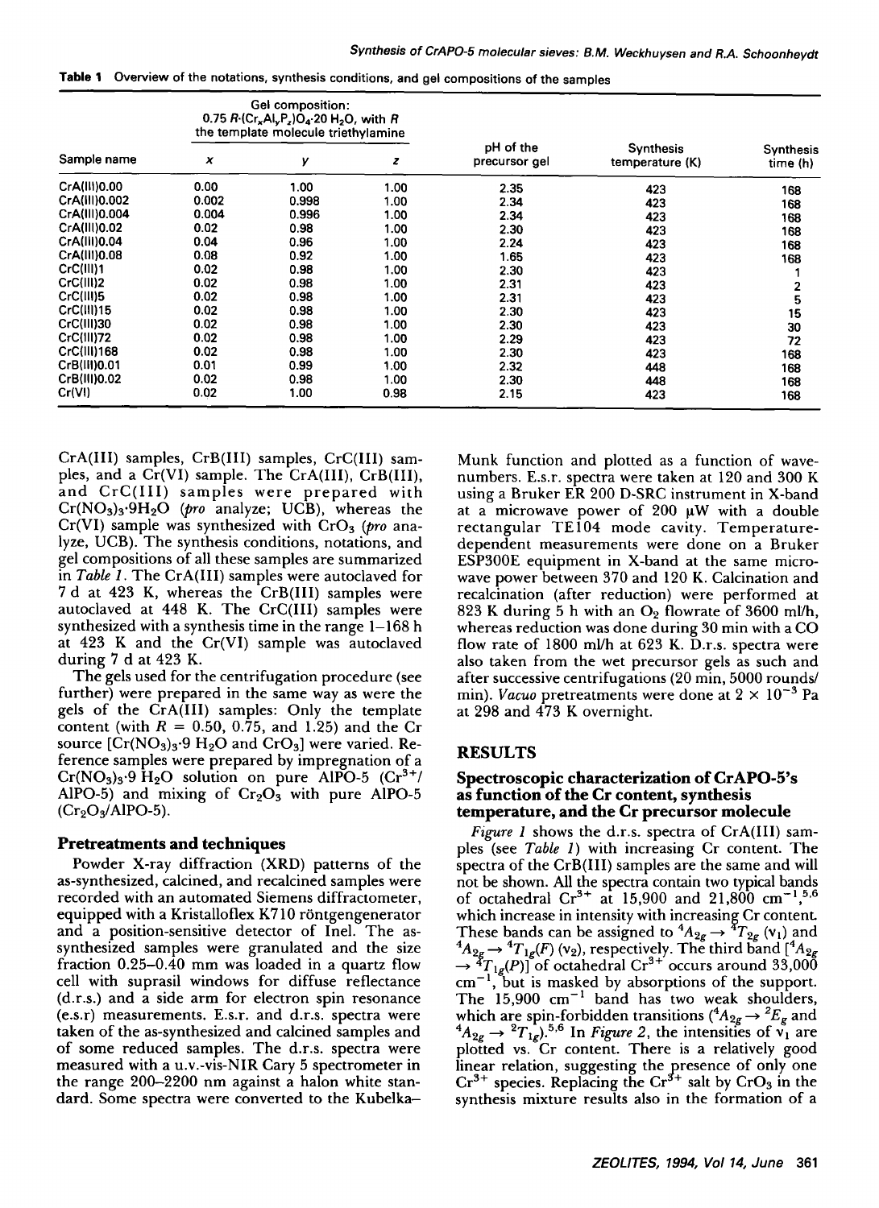**Table 1** Overview of the notations, synthesis conditions, and gel compositions of the samples

| Sample name | Gel composition: 0.75 $R\cdot(Cr_xAl_yP_z)O_4\cdot20\ H_2O$, with $R$ the template molecule triethylamine | | | pH of the precursor gel | Synthesis temperature (K) | Synthesis time (h) |
|---|---|---|---|---|---|---|
| | $x$ | $y$ | $z$ | | | |
| CrA(III)0.00 | 0.00 | 1.00 | 1.00 | 2.35 | 423 | 168 |
| CrA(III)0.002 | 0.002 | 0.998 | 1.00 | 2.34 | 423 | 168 |
| CrA(III)0.004 | 0.004 | 0.996 | 1.00 | 2.34 | 423 | 168 |
| CrA(III)0.02 | 0.02 | 0.98 | 1.00 | 2.30 | 423 | 168 |
| CrA(III)0.04 | 0.04 | 0.96 | 1.00 | 2.24 | 423 | 168 |
| CrA(III)0.08 | 0.08 | 0.92 | 1.00 | 1.65 | 423 | 168 |
| CrC(III)1 | 0.02 | 0.98 | 1.00 | 2.30 | 423 | 1 |
| CrC(III)2 | 0.02 | 0.98 | 1.00 | 2.31 | 423 | 2 |
| CrC(III)5 | 0.02 | 0.98 | 1.00 | 2.31 | 423 | 5 |
| CrC(III)15 | 0.02 | 0.98 | 1.00 | 2.30 | 423 | 15 |
| CrC(III)30 | 0.02 | 0.98 | 1.00 | 2.30 | 423 | 30 |
| CrC(III)72 | 0.02 | 0.98 | 1.00 | 2.29 | 423 | 72 |
| CrC(III)168 | 0.02 | 0.98 | 1.00 | 2.30 | 423 | 168 |
| CrB(III)0.01 | 0.01 | 0.99 | 1.00 | 2.32 | 448 | 168 |
| CrB(III)0.02 | 0.02 | 0.98 | 1.00 | 2.30 | 448 | 168 |
| Cr(VI) | 0.02 | 1.00 | 0.98 | 2.15 | 423 | 168 |

CrA(III) samples, CrB(III) samples, CrC(III) samples, and a Cr(VI) sample. The CrA(III), CrB(III), and CrC(III) samples were prepared with $Cr(NO_3)_3{\cdot}9H_2O$ (*pro* analyze; UCB), whereas the Cr(VI) sample was synthesized with $CrO_3$ (*pro* analyze, UCB). The synthesis conditions, notations, and gel compositions of all these samples are summarized in *Table 1*. The CrA(III) samples were autoclaved for 7 d at 423 K, whereas the CrB(III) samples were autoclaved at 448 K. The CrC(III) samples were synthesized with a synthesis time in the range 1–168 h at 423 K and the Cr(VI) sample was autoclaved during 7 d at 423 K.

The gels used for the centrifugation procedure (see further) were prepared in the same way as were the gels of the CrA(III) samples: Only the template content (with $R$ = 0.50, 0.75, and 1.25) and the Cr source [$Cr(NO_3)_3{\cdot}9\ H_2O$ and $CrO_3$] were varied. Reference samples were prepared by impregnation of a $Cr(NO_3)_3{\cdot}9\ H_2O$ solution on pure AlPO-5 ($Cr^{3+}$/AlPO-5) and mixing of $Cr_2O_3$ with pure AlPO-5 ($Cr_2O_3$/AlPO-5).

## Pretreatments and techniques

Powder X-ray diffraction (XRD) patterns of the as-synthesized, calcined, and recalcined samples were recorded with an automated Siemens diffractometer, equipped with a Kristalloflex K710 röntgengenerator and a position-sensitive detector of Inel. The as-synthesized samples were granulated and the size fraction 0.25–0.40 mm was loaded in a quartz flow cell with suprasil windows for diffuse reflectance (d.r.s.) and a side arm for electron spin resonance (e.s.r) measurements. E.s.r. and d.r.s. spectra were taken of the as-synthesized and calcined samples and of some reduced samples. The d.r.s. spectra were measured with a u.v.-vis-NIR Cary 5 spectrometer in the range 200–2200 nm against a halon white standard. Some spectra were converted to the Kubelka–Munk function and plotted as a function of wavenumbers. E.s.r. spectra were taken at 120 and 300 K using a Bruker ER 200 D-SRC instrument in X-band at a microwave power of 200 μW with a double rectangular TE104 mode cavity. Temperature-dependent measurements were done on a Bruker ESP300E equipment in X-band at the same microwave power between 370 and 120 K. Calcination and recalcination (after reduction) were performed at 823 K during 5 h with an $O_2$ flowrate of 3600 ml/h, whereas reduction was done during 30 min with a CO flow rate of 1800 ml/h at 623 K. D.r.s. spectra were also taken from the wet precursor gels as such and after successive centrifugations (20 min, 5000 rounds/min). *Vacuo* pretreatments were done at $2 \times 10^{-3}$ Pa at 298 and 473 K overnight.

# RESULTS

## Spectroscopic characterization of CrAPO-5's as function of the Cr content, synthesis temperature, and the Cr precursor molecule

*Figure 1* shows the d.r.s. spectra of CrA(III) samples (see *Table 1*) with increasing Cr content. The spectra of the CrB(III) samples are the same and will not be shown. All the spectra contain two typical bands of octahedral $Cr^{3+}$ at 15,900 and 21,800 $cm^{-1}$,[5,6] which increase in intensity with increasing Cr content. These bands can be assigned to $^4A_{2g} \rightarrow {}^4T_{2g}$ ($\nu_1$) and $^4A_{2g} \rightarrow {}^4T_{1g}(F)$ ($\nu_2$), respectively. The third band [$^4A_{2g} \rightarrow {}^4T_{1g}(P)$] of octahedral $Cr^{3+}$ occurs around 33,000 $cm^{-1}$, but is masked by absorptions of the support. The 15,900 $cm^{-1}$ band has two weak shoulders, which are spin-forbidden transitions ($^4A_{2g} \rightarrow {}^2E_g$ and $^4A_{2g} \rightarrow {}^2T_{1g}$).[5,6] In *Figure 2*, the intensities of $\nu_1$ are plotted vs. Cr content. There is a relatively good linear relation, suggesting the presence of only one $Cr^{3+}$ species. Replacing the $Cr^{3+}$ salt by $CrO_3$ in the synthesis mixture results also in the formation of a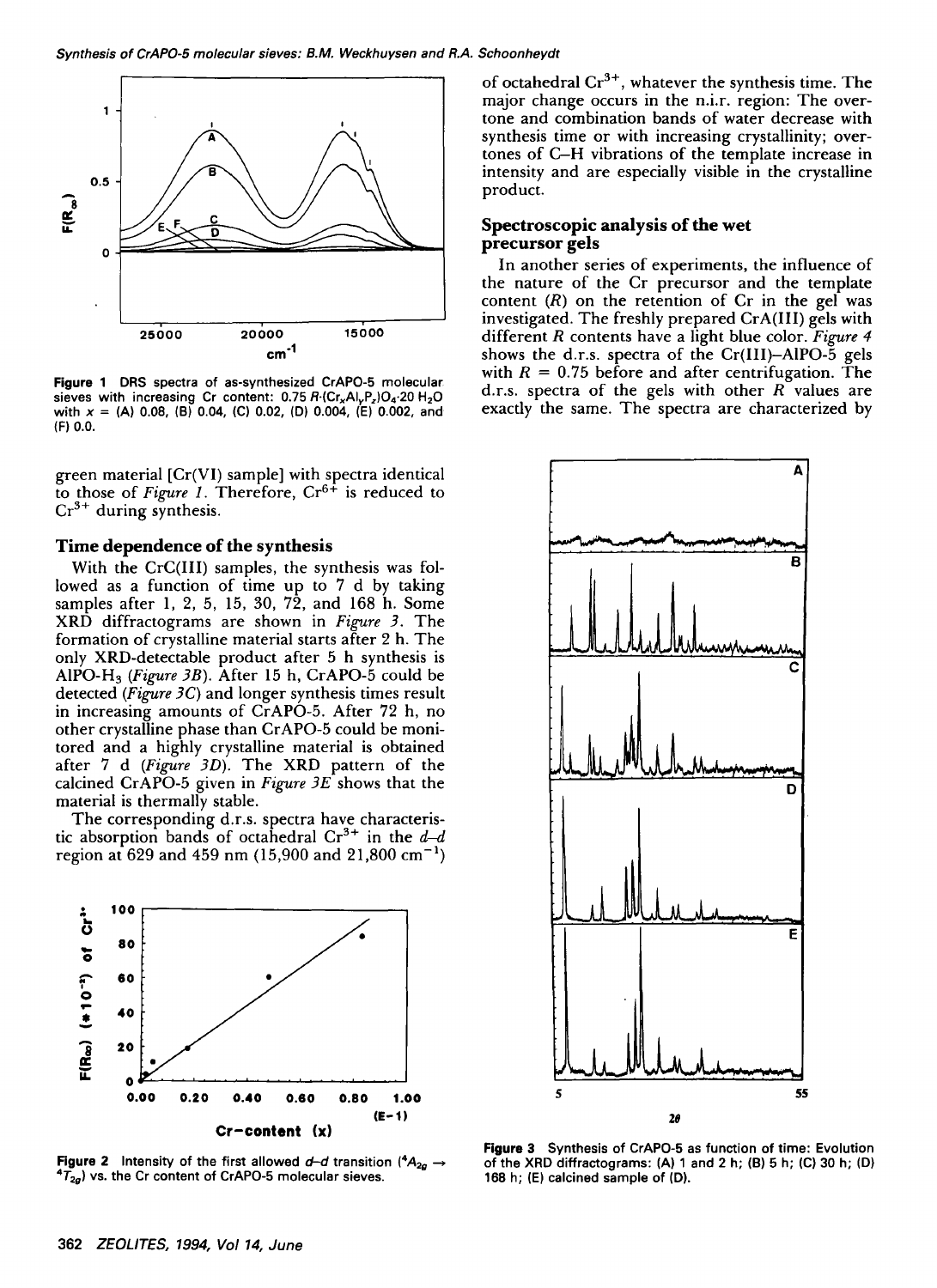Figure 1 DRS spectra of as-synthesized CrAPO-5 molecular sieves with increasing Cr content: $0.75\ R\cdot(Cr_xAl_yP_z)O_4\cdot 20\ H_2O$ with x = (A) 0.08, (B) 0.04, (C) 0.02, (D) 0.004, (E) 0.002, and (F) 0.0.

green material [Cr(VI) sample] with spectra identical to those of *Figure 1*. Therefore, $Cr^{6+}$ is reduced to $Cr^{3+}$ during synthesis.

## Time dependence of the synthesis

With the CrC(III) samples, the synthesis was followed as a function of time up to 7 d by taking samples after 1, 2, 5, 15, 30, 72, and 168 h. Some XRD diffractograms are shown in *Figure 3*. The formation of crystalline material starts after 2 h. The only XRD-detectable product after 5 h synthesis is AlPO-$H_3$ (*Figure 3B*). After 15 h, CrAPO-5 could be detected (*Figure 3C*) and longer synthesis times result in increasing amounts of CrAPO-5. After 72 h, no other crystalline phase than CrAPO-5 could be monitored and a highly crystalline material is obtained after 7 d (*Figure 3D*). The XRD pattern of the calcined CrAPO-5 given in *Figure 3E* shows that the material is thermally stable.

The corresponding d.r.s. spectra have characteristic absorption bands of octahedral $Cr^{3+}$ in the *d–d* region at 629 and 459 nm (15,900 and 21,800 $cm^{-1}$) of octahedral $Cr^{3+}$, whatever the synthesis time. The major change occurs in the n.i.r. region: The overtone and combination bands of water decrease with synthesis time or with increasing crystallinity; overtones of C–H vibrations of the template increase in intensity and are especially visible in the crystalline product.

Figure 2 Intensity of the first allowed *d–d* transition ($^4A_{2g} \rightarrow {}^4T_{2g}$) vs. the Cr content of CrAPO-5 molecular sieves.

## Spectroscopic analysis of the wet precursor gels

In another series of experiments, the influence of the nature of the Cr precursor and the template content (*R*) on the retention of Cr in the gel was investigated. The freshly prepared CrA(III) gels with different *R* contents have a light blue color. *Figure 4* shows the d.r.s. spectra of the Cr(III)–AlPO-5 gels with *R* = 0.75 before and after centrifugation. The d.r.s. spectra of the gels with other *R* values are exactly the same. The spectra are characterized by

Figure 3 Synthesis of CrAPO-5 as function of time: Evolution of the XRD diffractograms: (A) 1 and 2 h; (B) 5 h; (C) 30 h; (D) 168 h; (E) calcined sample of (D).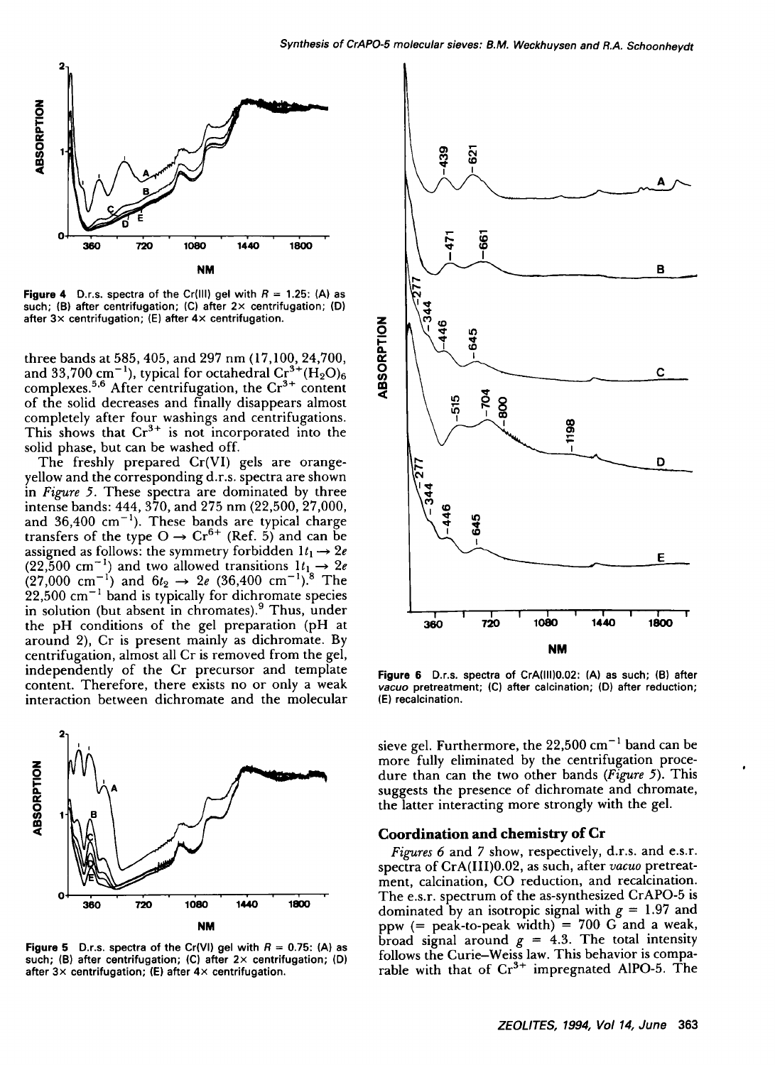Figure 4 D.r.s. spectra of the Cr(III) gel with $R$ = 1.25: (A) as such; (B) after centrifugation; (C) after 2× centrifugation; (D) after 3× centrifugation; (E) after 4× centrifugation.

three bands at 585, 405, and 297 nm (17,100, 24,700, and 33,700 $cm^{-1}$), typical for octahedral $Cr^{3+}(H_2O)_6$ complexes.[5,6] After centrifugation, the $Cr^{3+}$ content of the solid decreases and finally disappears almost completely after four washings and centrifugations. This shows that $Cr^{3+}$ is not incorporated into the solid phase, but can be washed off.

The freshly prepared Cr(VI) gels are orange-yellow and the corresponding d.r.s. spectra are shown in *Figure 5*. These spectra are dominated by three intense bands: 444, 370, and 275 nm (22,500, 27,000, and 36,400 $cm^{-1}$). These bands are typical charge transfers of the type $O \rightarrow Cr^{6+}$ (Ref. 5) and can be assigned as follows: the symmetry forbidden $1t_1 \rightarrow 2e$ (22,500 $cm^{-1}$) and two allowed transitions $1t_1 \rightarrow 2e$ (27,000 $cm^{-1}$) and $6t_2 \rightarrow 2e$ (36,400 $cm^{-1}$).[8] The 22,500 $cm^{-1}$ band is typically for dichromate species in solution (but absent in chromates).[9] Thus, under the pH conditions of the gel preparation (pH at around 2), Cr is present mainly as dichromate. By centrifugation, almost all Cr is removed from the gel, independently of the Cr precursor and template content. Therefore, there exists no or only a weak interaction between dichromate and the molecular sieve gel. Furthermore, the 22,500 $cm^{-1}$ band can be more fully eliminated by the centrifugation procedure than can the two other bands (*Figure 5*). This suggests the presence of dichromate and chromate, the latter interacting more strongly with the gel.

Figure 5 D.r.s. spectra of the Cr(VI) gel with $R$ = 0.75: (A) as such; (B) after centrifugation; (C) after 2× centrifugation; (D) after 3× centrifugation; (E) after 4× centrifugation.

Figure 6 D.r.s. spectra of CrA(III)0.02: (A) as such; (B) after *vacuo* pretreatment; (C) after calcination; (D) after reduction; (E) recalcination.

## Coordination and chemistry of Cr

*Figures 6* and *7* show, respectively, d.r.s. and e.s.r. spectra of CrA(III)0.02, as such, after *vacuo* pretreatment, calcination, CO reduction, and recalcination. The e.s.r. spectrum of the as-synthesized CrAPO-5 is dominated by an isotropic signal with $g$ = 1.97 and ppw (= peak-to-peak width) = 700 G and a weak, broad signal around $g$ = 4.3. The total intensity follows the Curie–Weiss law. This behavior is comparable with that of $Cr^{3+}$ impregnated AlPO-5. The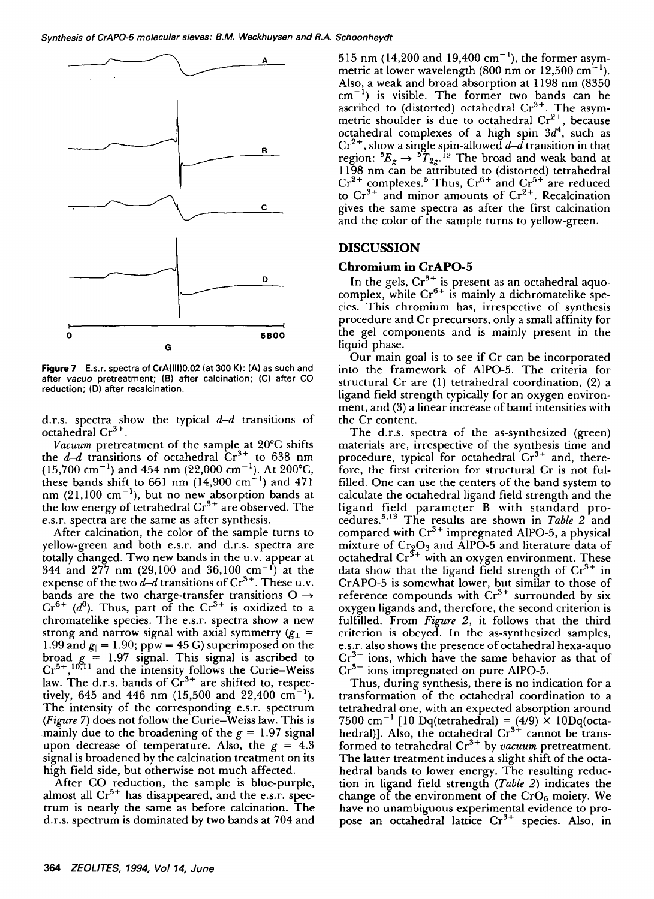**Figure 7** E.s.r. spectra of CrA(III)0.02 (at 300 K): (A) as such and after *vacuo* pretreatment; (B) after calcination; (C) after CO reduction; (D) after recalcination.

d.r.s. spectra show the typical *d–d* transitions of octahedral $Cr^{3+}$.

*Vacuum* pretreatment of the sample at 20°C shifts the *d–d* transitions of octahedral $Cr^{3+}$ to 638 nm (15,700 $cm^{-1}$) and 454 nm (22,000 $cm^{-1}$). At 200°C, these bands shift to 661 nm (14,900 $cm^{-1}$) and 471 nm (21,100 $cm^{-1}$), but no new absorption bands at the low energy of tetrahedral $Cr^{3+}$ are observed. The e.s.r. spectra are the same as after synthesis.

After calcination, the color of the sample turns to yellow-green and both e.s.r. and d.r.s. spectra are totally changed. Two new bands in the u.v. appear at 344 and 277 nm (29,100 and 36,100 $cm^{-1}$) at the expense of the two *d–d* transitions of $Cr^{3+}$. These u.v. bands are the two charge-transfer transitions $O \rightarrow Cr^{6+}$ ($d^0$). Thus, part of the $Cr^{3+}$ is oxidized to a chromatelike species. The e.s.r. spectra show a new strong and narrow signal with axial symmetry ($g_{\perp}$ = 1.99 and $g_{\parallel}$ = 1.90; ppw = 45 G) superimposed on the broad $g$ = 1.97 signal. This signal is ascribed to $Cr^{5+}$,[10,11] and the intensity follows the Curie–Weiss law. The d.r.s. bands of $Cr^{3+}$ are shifted to, respectively, 645 and 446 nm (15,500 and 22,400 $cm^{-1}$). The intensity of the corresponding e.s.r. spectrum (*Figure 7*) does not follow the Curie–Weiss law. This is mainly due to the broadening of the $g$ = 1.97 signal upon decrease of temperature. Also, the $g$ = 4.3 signal is broadened by the calcination treatment on its high field side, but otherwise not much affected.

After CO reduction, the sample is blue-purple, almost all $Cr^{5+}$ has disappeared, and the e.s.r. spectrum is nearly the same as before calcination. The d.r.s. spectrum is dominated by two bands at 704 and 515 nm (14,200 and 19,400 $cm^{-1}$), the former asymmetric at lower wavelength (800 nm or 12,500 $cm^{-1}$). Also, a weak and broad absorption at 1198 nm (8350 $cm^{-1}$) is visible. The former two bands can be ascribed to (distorted) octahedral $Cr^{3+}$. The asymmetric shoulder is due to octahedral $Cr^{2+}$, because octahedral complexes of a high spin $3d^4$, such as $Cr^{2+}$, show a single spin-allowed *d–d* transition in that region: ${}^5E_g \rightarrow {}^5T_{2g}$.[12] The broad and weak band at 1198 nm can be attributed to (distorted) tetrahedral $Cr^{2+}$ complexes.[5] Thus, $Cr^{6+}$ and $Cr^{5+}$ are reduced to $Cr^{3+}$ and minor amounts of $Cr^{2+}$. Recalcination gives the same spectra as after the first calcination and the color of the sample turns to yellow-green.

## DISCUSSION

### Chromium in CrAPO-5

In the gels, $Cr^{3+}$ is present as an octahedral aquo-complex, while $Cr^{6+}$ is mainly a dichromatelike species. This chromium has, irrespective of synthesis procedure and Cr precursors, only a small affinity for the gel components and is mainly present in the liquid phase.

Our main goal is to see if Cr can be incorporated into the framework of AlPO-5. The criteria for structural Cr are (1) tetrahedral coordination, (2) a ligand field strength typically for an oxygen environment, and (3) a linear increase of band intensities with the Cr content.

The d.r.s. spectra of the as-synthesized (green) materials are, irrespective of the synthesis time and procedure, typical for octahedral $Cr^{3+}$ and, therefore, the first criterion for structural Cr is not fulfilled. One can use the centers of the band system to calculate the octahedral ligand field strength and the ligand field parameter B with standard procedures.[5,13] The results are shown in *Table 2* and compared with $Cr^{3+}$ impregnated AlPO-5, a physical mixture of $Cr_2O_3$ and AlPO-5 and literature data of octahedral $Cr^{3+}$ with an oxygen environment. These data show that the ligand field strength of $Cr^{3+}$ in CrAPO-5 is somewhat lower, but similar to those of reference compounds with $Cr^{3+}$ surrounded by six oxygen ligands and, therefore, the second criterion is fulfilled. From *Figure 2*, it follows that the third criterion is obeyed. In the as-synthesized samples, e.s.r. also shows the presence of octahedral hexa-aquo $Cr^{3+}$ ions, which have the same behavior as that of $Cr^{3+}$ ions impregnated on pure AlPO-5.

Thus, during synthesis, there is no indication for a transformation of the octahedral coordination to a tetrahedral one, with an expected absorption around 7500 $cm^{-1}$ [10 Dq(tetrahedral) = (4/9) × 10Dq(octahedral)]. Also, the octahedral $Cr^{3+}$ cannot be transformed to tetrahedral $Cr^{3+}$ by *vacuum* pretreatment. The latter treatment induces a slight shift of the octahedral bands to lower energy. The resulting reduction in ligand field strength (*Table 2*) indicates the change of the environment of the $CrO_6$ moiety. We have no unambiguous experimental evidence to propose an octahedral lattice $Cr^{3+}$ species. Also, in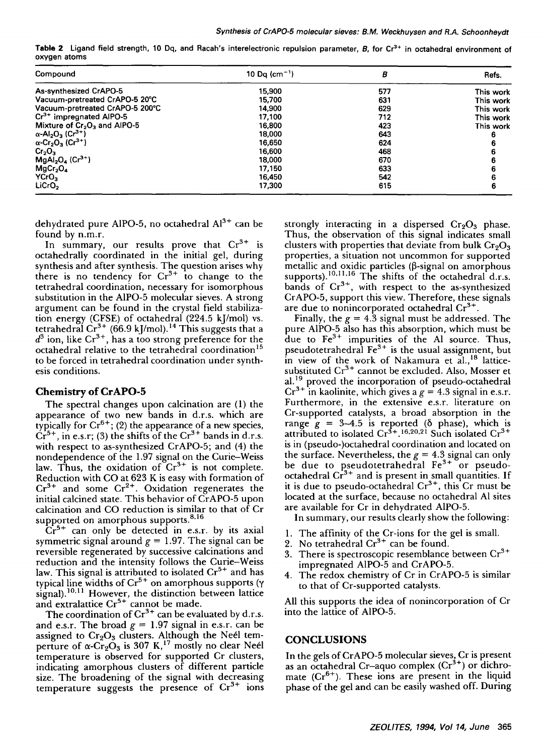**Table 2** Ligand field strength, 10 Dq, and Racah's interelectronic repulsion parameter, *B*, for $Cr^{3+}$ in octahedral environment of oxygen atoms

| Compound | 10 Dq ($cm^{-1}$) | *B* | Refs. |
|---|---|---|---|
| As-synthesized CrAPO-5 | 15,900 | 577 | This work |
| Vacuum-pretreated CrAPO-5 20°C | 15,700 | 631 | This work |
| Vacuum-pretreated CrAPO-5 200°C | 14,900 | 629 | This work |
| $Cr^{3+}$ impregnated AlPO-5 | 17,100 | 712 | This work |
| Mixture of $Cr_2O_3$ and AlPO-5 | 16,800 | 423 | This work |
| α-$Al_2O_3$ ($Cr^{3+}$) | 18,000 | 643 | 6 |
| α-$Cr_2O_3$ ($Cr^{3+}$) | 16,650 | 624 | 6 |
| $Cr_2O_3$ | 16,600 | 468 | 6 |
| $MgAl_2O_4$ ($Cr^{3+}$) | 18,000 | 670 | 6 |
| $MgCr_2O_4$ | 17,150 | 633 | 6 |
| $YCrO_3$ | 16,450 | 542 | 6 |
| $LiCrO_2$ | 17,300 | 615 | 6 |

dehydrated pure AlPO-5, no octahedral $Al^{3+}$ can be found by n.m.r.

In summary, our results prove that $Cr^{3+}$ is octahedrally coordinated in the initial gel, during synthesis and after synthesis. The question arises why there is no tendency for $Cr^{3+}$ to change to the tetrahedral coordination, necessary for isomorphous substitution in the AlPO-5 molecular sieves. A strong argument can be found in the crystal field stabilization energy (CFSE) of octahedral (224.5 kJ/mol) vs. tetrahedral $Cr^{3+}$ (66.9 kJ/mol).[14] This suggests that a $d^3$ ion, like $Cr^{3+}$, has a too strong preference for the octahedral relative to the tetrahedral coordination[15] to be forced in tetrahedral coordination under synthesis conditions.

## Chemistry of CrAPO-5

The spectral changes upon calcination are (1) the appearance of two new bands in d.r.s. which are typically for $Cr^{6+}$; (2) the appearance of a new species, $Cr^{5+}$, in e.s.r; (3) the shifts of the $Cr^{3+}$ bands in d.r.s. with respect to as-synthesized CrAPO-5; and (4) the nondependence of the 1.97 signal on the Curie–Weiss law. Thus, the oxidation of $Cr^{3+}$ is not complete. Reduction with CO at 623 K is easy with formation of $Cr^{3+}$ and some $Cr^{2+}$. Oxidation regenerates the initial calcined state. This behavior of CrAPO-5 upon calcination and CO reduction is similar to that of Cr supported on amorphous supports.[8,16]

$Cr^{5+}$ can only be detected in e.s.r. by its axial symmetric signal around $g = 1.97$. The signal can be reversible regenerated by successive calcinations and reduction and the intensity follows the Curie–Weiss law. This signal is attributed to isolated $Cr^{5+}$ and has typical line widths of $Cr^{5+}$ on amorphous supports (γ signal).[10,11] However, the distinction between lattice and extralattice $Cr^{5+}$ cannot be made.

The coordination of $Cr^{3+}$ can be evaluated by d.r.s. and e.s.r. The broad $g = 1.97$ signal in e.s.r. can be assigned to $Cr_2O_3$ clusters. Although the Neél temperture of α-$Cr_2O_3$ is 307 K,[17] mostly no clear Neél temperature is observed for supported Cr clusters, indicating amorphous clusters of different particle size. The broadening of the signal with decreasing temperature suggests the presence of $Cr^{3+}$ ions strongly interacting in a dispersed $Cr_2O_3$ phase. Thus, the observation of this signal indicates small clusters with properties that deviate from bulk $Cr_2O_3$ properties, a situation not uncommon for supported metallic and oxidic particles (β-signal on amorphous supports).[10,11,16] The shifts of the octahedral d.r.s. bands of $Cr^{3+}$, with respect to the as-synthesized CrAPO-5, support this view. Therefore, these signals are due to nonincorporated octahedral $Cr^{3+}$.

Finally, the $g = 4.3$ signal must be addressed. The pure AlPO-5 also has this absorption, which must be due to $Fe^{3+}$ impurities of the Al source. Thus, pseudotetrahedral $Fe^{3+}$ is the usual assignment, but in view of the work of Nakamura et al.,[18] lattice-substituted $Cr^{3+}$ cannot be excluded. Also, Mosser et al.[19] proved the incorporation of pseudo-octahedral $Cr^{3+}$ in kaolinite, which gives a $g = 4.3$ signal in e.s.r. Furthermore, in the extensive e.s.r. literature on Cr-supported catalysts, a broad absorption in the range $g = 3$–$4.5$ is reported (δ phase), which is attributed to isolated $Cr^{3+}$.[16,20,21] Such isolated $Cr^{3+}$ is in (pseudo-)octahedral coordination and located on the surface. Nevertheless, the $g = 4.3$ signal can only be due to pseudotetrahedral $Fe^{3+}$ or pseudo-octahedral $Cr^{3+}$ and is present in small quantities. If it is due to pseudo-octahedral $Cr^{3+}$, this Cr must be located at the surface, because no octahedral Al sites are available for Cr in dehydrated AlPO-5.

In summary, our results clearly show the following:

1. The affinity of the Cr-ions for the gel is small.
2. No tetrahedral $Cr^{3+}$ can be found.
3. There is spectroscopic resemblance between $Cr^{3+}$ impregnated AlPO-5 and CrAPO-5.
4. The redox chemistry of Cr in CrAPO-5 is similar to that of Cr-supported catalysts.

All this supports the idea of nonincorporation of Cr into the lattice of AlPO-5.

# CONCLUSIONS

In the gels of CrAPO-5 molecular sieves, Cr is present as an octahedral Cr–aquo complex ($Cr^{3+}$) or dichromate ($Cr^{6+}$). These ions are present in the liquid phase of the gel and can be easily washed off. During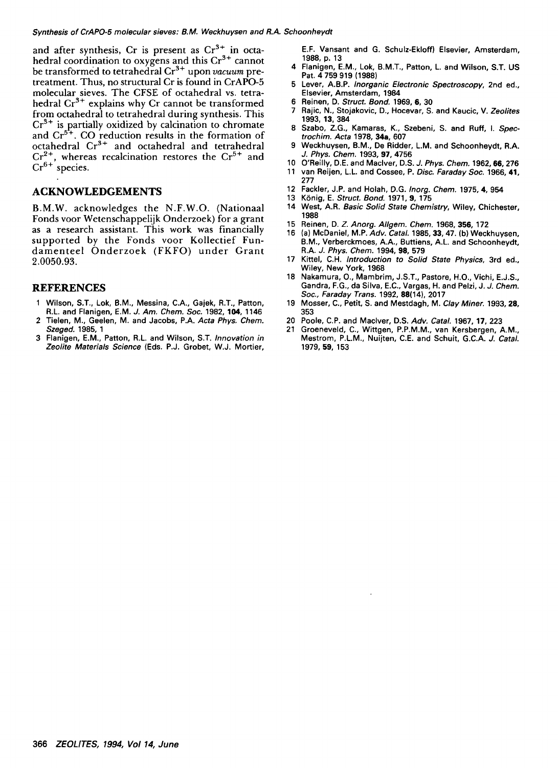and after synthesis, Cr is present as $Cr^{3+}$ in octahedral coordination to oxygens and this $Cr^{3+}$ cannot be transformed to tetrahedral $Cr^{3+}$ upon *vacuum* pretreatment. Thus, no structural Cr is found in CrAPO-5 molecular sieves. The CFSE of octahedral vs. tetrahedral $Cr^{3+}$ explains why Cr cannot be transformed from octahedral to tetrahedral during synthesis. This $Cr^{3+}$ is partially oxidized by calcination to chromate and $Cr^{5+}$. CO reduction results in the formation of octahedral $Cr^{3+}$ and octahedral and tetrahedral $Cr^{2+}$, whereas recalcination restores the $Cr^{5+}$ and $Cr^{6+}$ species.

## ACKNOWLEDGEMENTS

B.M.W. acknowledges the N.F.W.O. (Nationaal Fonds voor Wetenschappelijk Onderzoek) for a grant as a research assistant. This work was financially supported by the Fonds voor Kollectief Fundamenteel Onderzoek (FKFO) under Grant 2.0050.93.

## REFERENCES

1. Wilson, S.T., Lok, B.M., Messina, C.A., Gajek, R.T., Patton, R.L. and Flanigen, E.M. *J. Am. Chem. Soc.* 1982, **104**, 1146
2. Tielen, M., Geelen, M. and Jacobs, P.A. *Acta Phys. Chem. Szeged.* 1985, 1
3. Flanigen, E.M., Patton, R.L. and Wilson, S.T. *Innovation in Zeolite Materials Science* (Eds. P.J. Grobet, W.J. Mortier, E.F. Vansant and G. Schulz-Ekloff) Elsevier, Amsterdam, 1988, p. 13
4. Flanigen, E.M., Lok, B.M.T., Patton, L. and Wilson, S.T. US Pat. 4 759 919 (1988)
5. Lever, A.B.P. *Inorganic Electronic Spectroscopy*, 2nd ed., Elsevier, Amsterdam, 1984
6. Reinen, D. *Struct. Bond.* 1969, **6**, 30
7. Rajic, N., Stojakovic, D., Hocevar, S. and Kaucic, V. *Zeolites* 1993, **13**, 384
8. Szabo, Z.G., Kamaras, K., Szebeni, S. and Ruff, I. *Spectrochim. Acta* 1978, **34a**, 607
9. Weckhuysen, B.M., De Ridder, L.M. and Schoonheydt, R.A. *J. Phys. Chem.* 1993, **97**, 4756
10. O'Reilly, D.E. and MacIver, D.S. *J. Phys. Chem.* 1962, **66**, 276
11. van Reijen, L.L. and Cossee, P. *Disc. Faraday Soc.* 1966, **41**, 277
12. Fackler, J.P. and Holah, D.G. *Inorg. Chem.* 1975, **4**, 954
13. König, E. *Struct. Bond.* 1971, **9**, 175
14. West, A.R. *Basic Solid State Chemistry*, Wiley, Chichester, 1988
15. Reinen, D. *Z. Anorg. Allgem. Chem.* 1968, **356**, 172
16. (a) McDaniel, M.P. *Adv. Catal.* 1985, **33**, 47. (b) Weckhuysen, B.M., Verberckmoes, A.A., Buttiens, A.L. and Schoonheydt, R.A. *J. Phys. Chem.* 1994, **98**, 579
17. Kittel, C.H. *Introduction to Solid State Physics*, 3rd ed., Wiley, New York, 1968
18. Nakamura, O., Mambrim, J.S.T., Pastore, H.O., Vichi, E.J.S., Gandra, F.G., da Silva, E.C., Vargas, H. and Pelzi, J. *J. Chem. Soc., Faraday Trans.* 1992, **88**(14), 2017
19. Mosser, C., Petit, S. and Mestdagh, M. *Clay Miner.* 1993, **28**, 353
20. Poole, C.P. and MacIver, D.S. *Adv. Catal.* 1967, **17**, 223
21. Groeneveld, C., Wittgen, P.P.M.M., van Kersbergen, A.M., Mestrom, P.L.M., Nuijten, C.E. and Schuit, G.C.A. *J. Catal.* 1979, **59**, 153